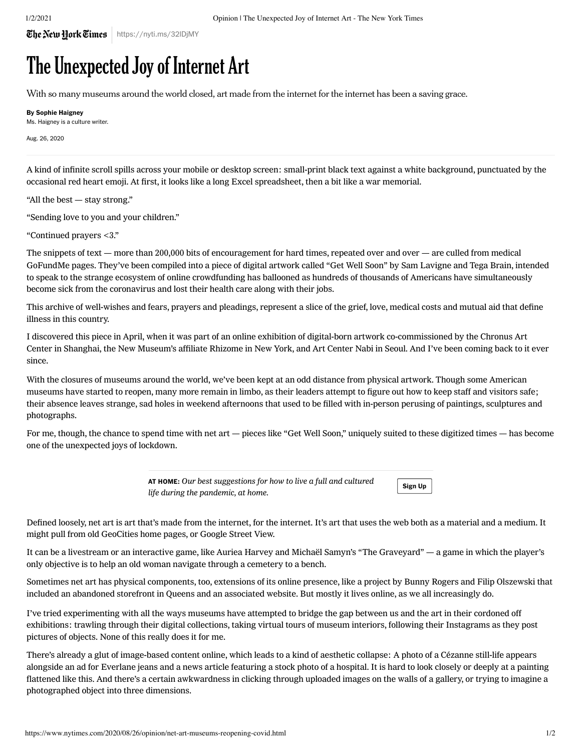# The Unexpected Joy of Internet Art

With so many museums around the world closed, art made from the internet for the internet has been a saving grace.

**By Sophie Haigney**
Ms. Haigney is a culture writer.

Aug. 26, 2020

A kind of infinite scroll spills across your mobile or desktop screen: small-print black text against a white background, punctuated by the occasional red heart emoji. At first, it looks like a long Excel spreadsheet, then a bit like a war memorial.

"All the best — stay strong."

"Sending love to you and your children."

"Continued prayers <3."

The snippets of text — more than 200,000 bits of encouragement for hard times, repeated over and over — are culled from medical GoFundMe pages. They've been compiled into a piece of digital artwork called "Get Well Soon" by Sam Lavigne and Tega Brain, intended to speak to the strange ecosystem of online crowdfunding has ballooned as hundreds of thousands of Americans have simultaneously become sick from the coronavirus and lost their health care along with their jobs.

This archive of well-wishes and fears, prayers and pleadings, represent a slice of the grief, love, medical costs and mutual aid that define illness in this country.

I discovered this piece in April, when it was part of an online exhibition of digital-born artwork co-commissioned by the Chronus Art Center in Shanghai, the New Museum's affiliate Rhizome in New York, and Art Center Nabi in Seoul. And I've been coming back to it ever since.

With the closures of museums around the world, we've been kept at an odd distance from physical artwork. Though some American museums have started to reopen, many more remain in limbo, as their leaders attempt to figure out how to keep staff and visitors safe; their absence leaves strange, sad holes in weekend afternoons that used to be filled with in-person perusing of paintings, sculptures and photographs.

For me, though, the chance to spend time with net art — pieces like "Get Well Soon," uniquely suited to these digitized times — has become one of the unexpected joys of lockdown.

**AT HOME:** *Our best suggestions for how to live a full and cultured life during the pandemic, at home.* Sign Up

Defined loosely, net art is art that's made from the internet, for the internet. It's art that uses the web both as a material and a medium. It might pull from old GeoCities home pages, or Google Street View.

It can be a livestream or an interactive game, like Auriea Harvey and Michaël Samyn's "The Graveyard" — a game in which the player's only objective is to help an old woman navigate through a cemetery to a bench.

Sometimes net art has physical components, too, extensions of its online presence, like a project by Bunny Rogers and Filip Olszewski that included an abandoned storefront in Queens and an associated website. But mostly it lives online, as we all increasingly do.

I've tried experimenting with all the ways museums have attempted to bridge the gap between us and the art in their cordoned off exhibitions: trawling through their digital collections, taking virtual tours of museum interiors, following their Instagrams as they post pictures of objects. None of this really does it for me.

There's already a glut of image-based content online, which leads to a kind of aesthetic collapse: A photo of a Cézanne still-life appears alongside an ad for Everlane jeans and a news article featuring a stock photo of a hospital. It is hard to look closely or deeply at a painting flattened like this. And there's a certain awkwardness in clicking through uploaded images on the walls of a gallery, or trying to imagine a photographed object into three dimensions.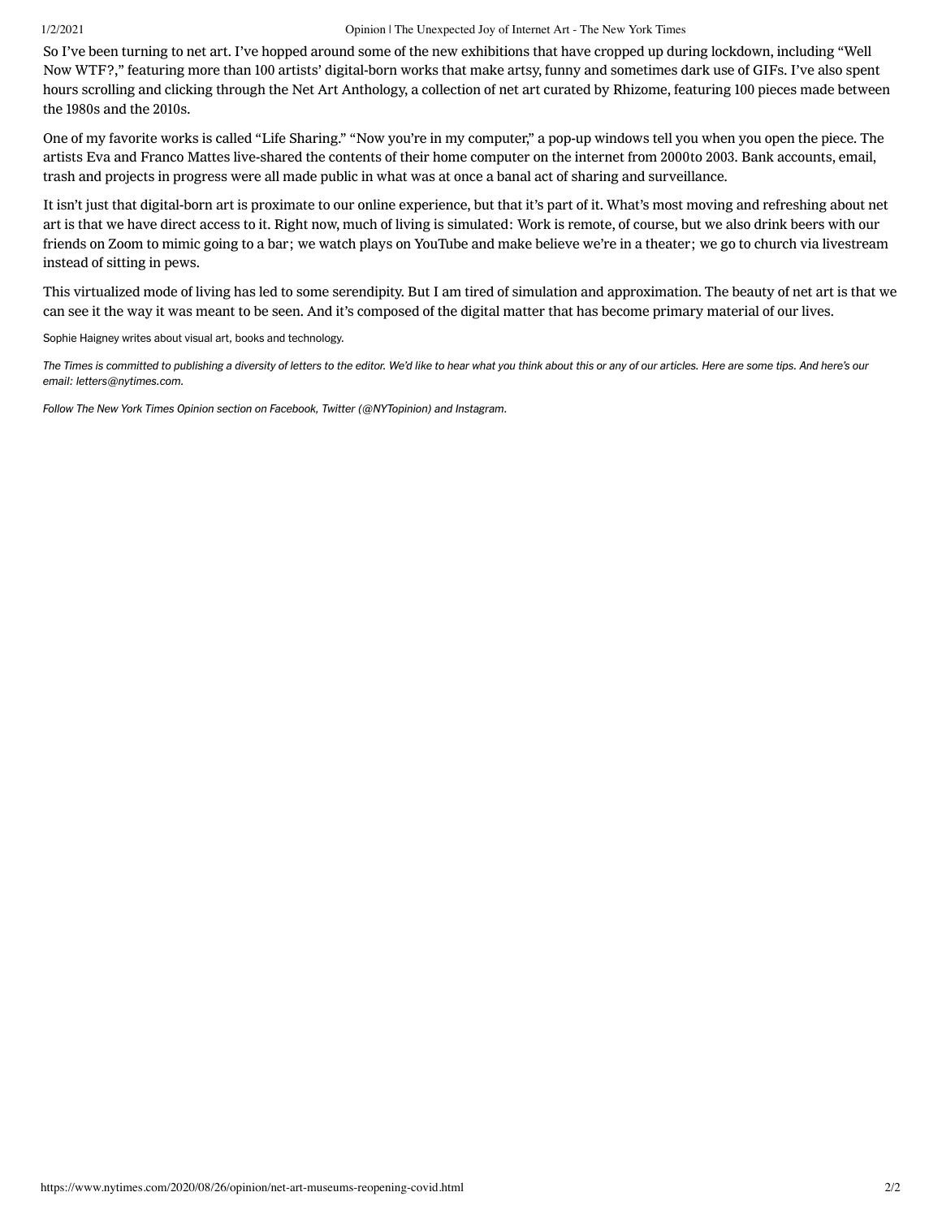So I've been turning to net art. I've hopped around some of the new exhibitions that have cropped up during lockdown, including "Well Now WTF?," featuring more than 100 artists' digital-born works that make artsy, funny and sometimes dark use of GIFs. I've also spent hours scrolling and clicking through the Net Art Anthology, a collection of net art curated by Rhizome, featuring 100 pieces made between the 1980s and the 2010s.

One of my favorite works is called "Life Sharing." "Now you're in my computer," a pop-up windows tell you when you open the piece. The artists Eva and Franco Mattes live-shared the contents of their home computer on the internet from 2000to 2003. Bank accounts, email, trash and projects in progress were all made public in what was at once a banal act of sharing and surveillance.

It isn't just that digital-born art is proximate to our online experience, but that it's part of it. What's most moving and refreshing about net art is that we have direct access to it. Right now, much of living is simulated: Work is remote, of course, but we also drink beers with our friends on Zoom to mimic going to a bar; we watch plays on YouTube and make believe we're in a theater; we go to church via livestream instead of sitting in pews.

This virtualized mode of living has led to some serendipity. But I am tired of simulation and approximation. The beauty of net art is that we can see it the way it was meant to be seen. And it's composed of the digital matter that has become primary material of our lives.

Sophie Haigney writes about visual art, books and technology.

*The Times is committed to publishing a diversity of letters to the editor. We'd like to hear what you think about this or any of our articles. Here are some tips. And here's our email: letters@nytimes.com.*

*Follow The New York Times Opinion section on Facebook, Twitter (@NYTopinion) and Instagram.*